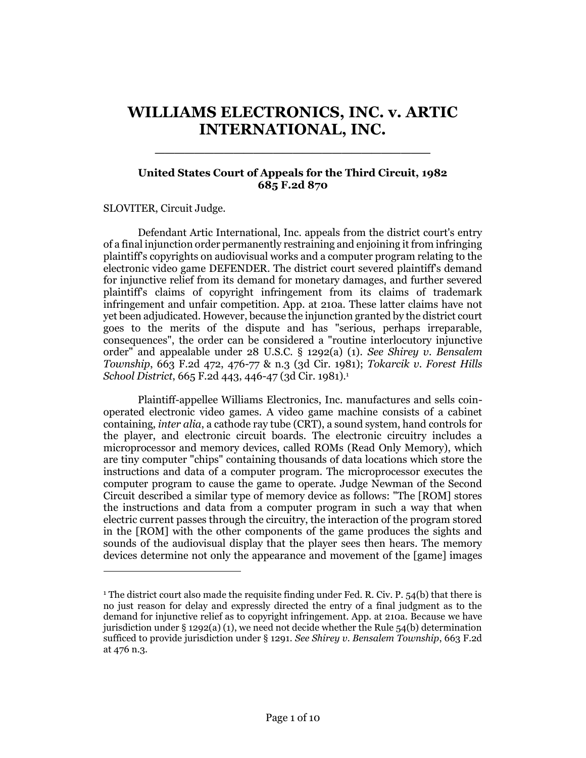# WILLIAMS ELECTRONICS, INC. v. ARTIC INTERNATIONAL, INC.

---

**United States Court of Appeals for the Third Circuit, 1982**
**685 F.2d 870**

SLOVITER, Circuit Judge.

Defendant Artic International, Inc. appeals from the district court's entry of a final injunction order permanently restraining and enjoining it from infringing plaintiff's copyrights on audiovisual works and a computer program relating to the electronic video game DEFENDER. The district court severed plaintiff's demand for injunctive relief from its demand for monetary damages, and further severed plaintiff's claims of copyright infringement from its claims of trademark infringement and unfair competition. App. at 210a. These latter claims have not yet been adjudicated. However, because the injunction granted by the district court goes to the merits of the dispute and has "serious, perhaps irreparable, consequences", the order can be considered a "routine interlocutory injunctive order" and appealable under 28 U.S.C. § 1292(a) (1). *See Shirey v. Bensalem Township*, 663 F.2d 472, 476-77 & n.3 (3d Cir. 1981); *Tokarcik v. Forest Hills School District*, 665 F.2d 443, 446-47 (3d Cir. 1981).[1]

Plaintiff-appellee Williams Electronics, Inc. manufactures and sells coin-operated electronic video games. A video game machine consists of a cabinet containing, *inter alia*, a cathode ray tube (CRT), a sound system, hand controls for the player, and electronic circuit boards. The electronic circuitry includes a microprocessor and memory devices, called ROMs (Read Only Memory), which are tiny computer "chips" containing thousands of data locations which store the instructions and data of a computer program. The microprocessor executes the computer program to cause the game to operate. Judge Newman of the Second Circuit described a similar type of memory device as follows: "The [ROM] stores the instructions and data from a computer program in such a way that when electric current passes through the circuitry, the interaction of the program stored in the [ROM] with the other components of the game produces the sights and sounds of the audiovisual display that the player sees then hears. The memory devices determine not only the appearance and movement of the [game] images

---

[1] The district court also made the requisite finding under Fed. R. Civ. P. 54(b) that there is no just reason for delay and expressly directed the entry of a final judgment as to the demand for injunctive relief as to copyright infringement. App. at 210a. Because we have jurisdiction under § 1292(a) (1), we need not decide whether the Rule 54(b) determination sufficed to provide jurisdiction under § 1291. *See Shirey v. Bensalem Township*, 663 F.2d at 476 n.3.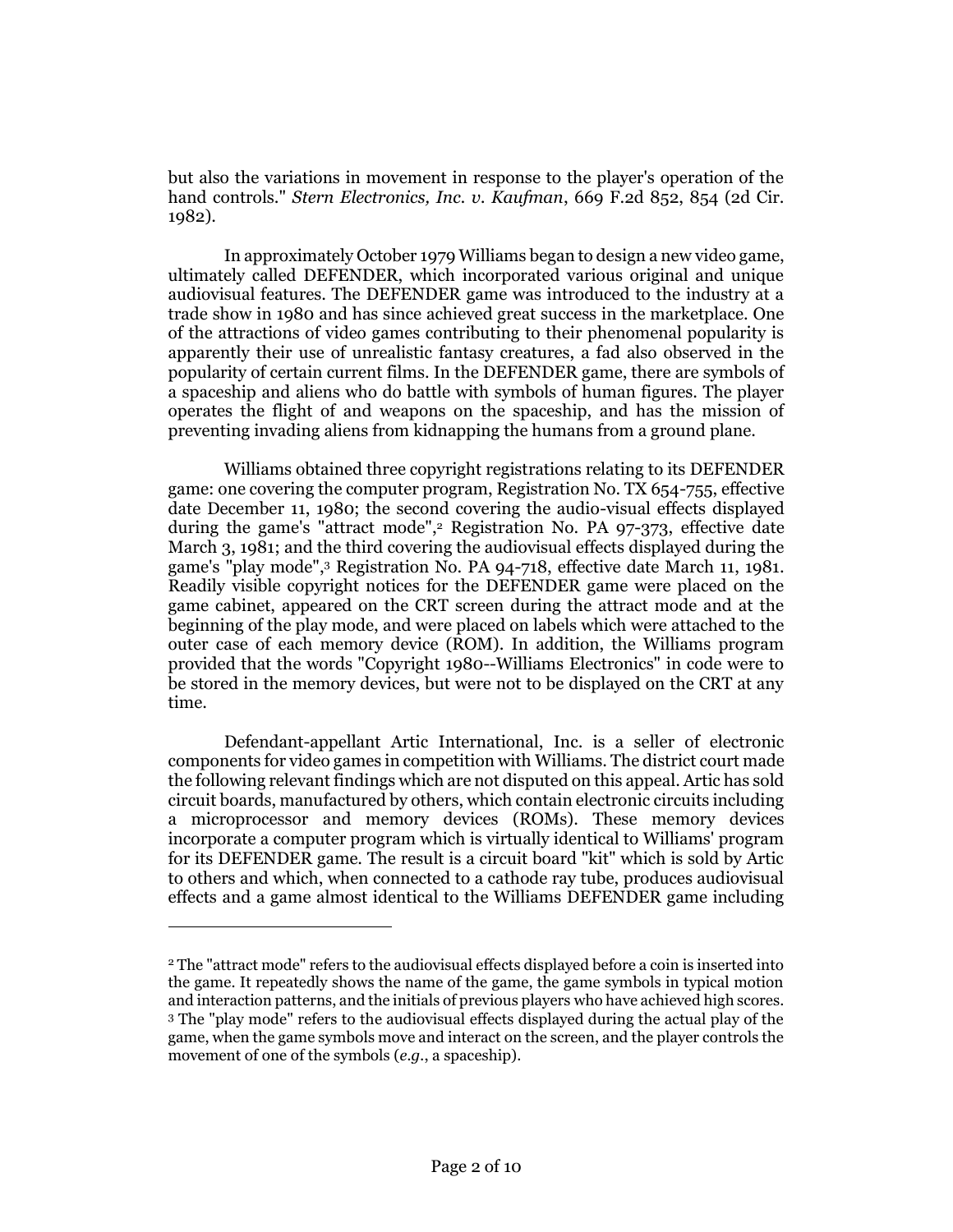but also the variations in movement in response to the player's operation of the hand controls." *Stern Electronics, Inc. v. Kaufman*, 669 F.2d 852, 854 (2d Cir. 1982).

In approximately October 1979 Williams began to design a new video game, ultimately called DEFENDER, which incorporated various original and unique audiovisual features. The DEFENDER game was introduced to the industry at a trade show in 1980 and has since achieved great success in the marketplace. One of the attractions of video games contributing to their phenomenal popularity is apparently their use of unrealistic fantasy creatures, a fad also observed in the popularity of certain current films. In the DEFENDER game, there are symbols of a spaceship and aliens who do battle with symbols of human figures. The player operates the flight of and weapons on the spaceship, and has the mission of preventing invading aliens from kidnapping the humans from a ground plane.

Williams obtained three copyright registrations relating to its DEFENDER game: one covering the computer program, Registration No. TX 654-755, effective date December 11, 1980; the second covering the audio-visual effects displayed during the game's "attract mode",[2] Registration No. PA 97-373, effective date March 3, 1981; and the third covering the audiovisual effects displayed during the game's "play mode",[3] Registration No. PA 94-718, effective date March 11, 1981. Readily visible copyright notices for the DEFENDER game were placed on the game cabinet, appeared on the CRT screen during the attract mode and at the beginning of the play mode, and were placed on labels which were attached to the outer case of each memory device (ROM). In addition, the Williams program provided that the words "Copyright 1980--Williams Electronics" in code were to be stored in the memory devices, but were not to be displayed on the CRT at any time.

Defendant-appellant Artic International, Inc. is a seller of electronic components for video games in competition with Williams. The district court made the following relevant findings which are not disputed on this appeal. Artic has sold circuit boards, manufactured by others, which contain electronic circuits including a microprocessor and memory devices (ROMs). These memory devices incorporate a computer program which is virtually identical to Williams' program for its DEFENDER game. The result is a circuit board "kit" which is sold by Artic to others and which, when connected to a cathode ray tube, produces audiovisual effects and a game almost identical to the Williams DEFENDER game including

---

[2] The "attract mode" refers to the audiovisual effects displayed before a coin is inserted into the game. It repeatedly shows the name of the game, the game symbols in typical motion and interaction patterns, and the initials of previous players who have achieved high scores.

[3] The "play mode" refers to the audiovisual effects displayed during the actual play of the game, when the game symbols move and interact on the screen, and the player controls the movement of one of the symbols (*e.g.*, a spaceship).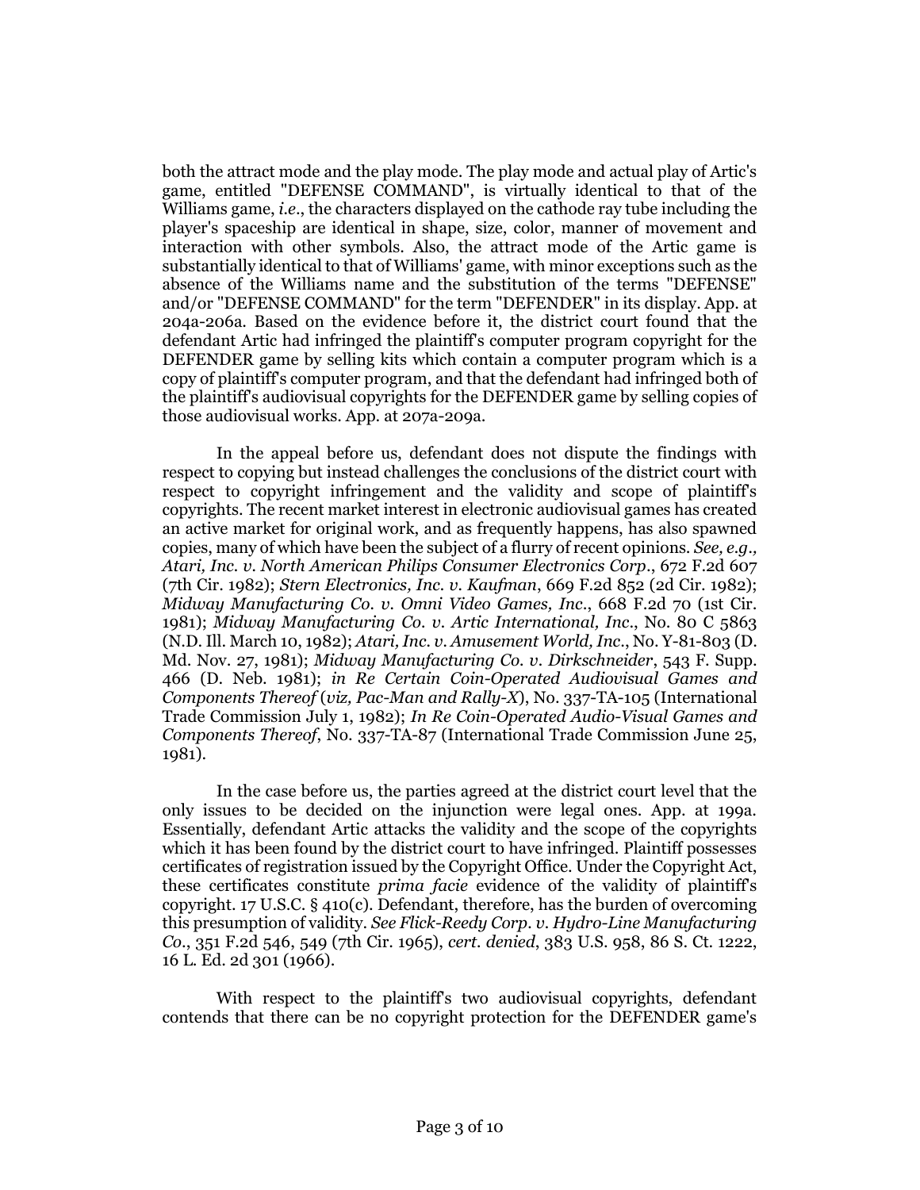both the attract mode and the play mode. The play mode and actual play of Artic's game, entitled "DEFENSE COMMAND", is virtually identical to that of the Williams game, *i.e*., the characters displayed on the cathode ray tube including the player's spaceship are identical in shape, size, color, manner of movement and interaction with other symbols. Also, the attract mode of the Artic game is substantially identical to that of Williams' game, with minor exceptions such as the absence of the Williams name and the substitution of the terms "DEFENSE" and/or "DEFENSE COMMAND" for the term "DEFENDER" in its display. App. at 204a-206a. Based on the evidence before it, the district court found that the defendant Artic had infringed the plaintiff's computer program copyright for the DEFENDER game by selling kits which contain a computer program which is a copy of plaintiff's computer program, and that the defendant had infringed both of the plaintiff's audiovisual copyrights for the DEFENDER game by selling copies of those audiovisual works. App. at 207a-209a.

In the appeal before us, defendant does not dispute the findings with respect to copying but instead challenges the conclusions of the district court with respect to copyright infringement and the validity and scope of plaintiff's copyrights. The recent market interest in electronic audiovisual games has created an active market for original work, and as frequently happens, has also spawned copies, many of which have been the subject of a flurry of recent opinions. *See, e.g., Atari, Inc. v. North American Philips Consumer Electronics Corp*., 672 F.2d 607 (7th Cir. 1982); *Stern Electronics, Inc. v. Kaufman*, 669 F.2d 852 (2d Cir. 1982); *Midway Manufacturing Co. v. Omni Video Games, Inc*., 668 F.2d 70 (1st Cir. 1981); *Midway Manufacturing Co. v. Artic International, Inc*., No. 80 C 5863 (N.D. Ill. March 10, 1982); *Atari, Inc. v. Amusement World, Inc*., No. Y-81-803 (D. Md. Nov. 27, 1981); *Midway Manufacturing Co. v. Dirkschneider*, 543 F. Supp. 466 (D. Neb. 1981); *in Re Certain Coin-Operated Audiovisual Games and Components Thereof* (*viz, Pac-Man and Rally-X*), No. 337-TA-105 (International Trade Commission July 1, 1982); *In Re Coin-Operated Audio-Visual Games and Components Thereof*, No. 337-TA-87 (International Trade Commission June 25, 1981).

In the case before us, the parties agreed at the district court level that the only issues to be decided on the injunction were legal ones. App. at 199a. Essentially, defendant Artic attacks the validity and the scope of the copyrights which it has been found by the district court to have infringed. Plaintiff possesses certificates of registration issued by the Copyright Office. Under the Copyright Act, these certificates constitute *prima facie* evidence of the validity of plaintiff's copyright. 17 U.S.C. § 410(c). Defendant, therefore, has the burden of overcoming this presumption of validity. *See Flick-Reedy Corp. v. Hydro-Line Manufacturing Co*., 351 F.2d 546, 549 (7th Cir. 1965), *cert. denied*, 383 U.S. 958, 86 S. Ct. 1222, 16 L. Ed. 2d 301 (1966).

With respect to the plaintiff's two audiovisual copyrights, defendant contends that there can be no copyright protection for the DEFENDER game's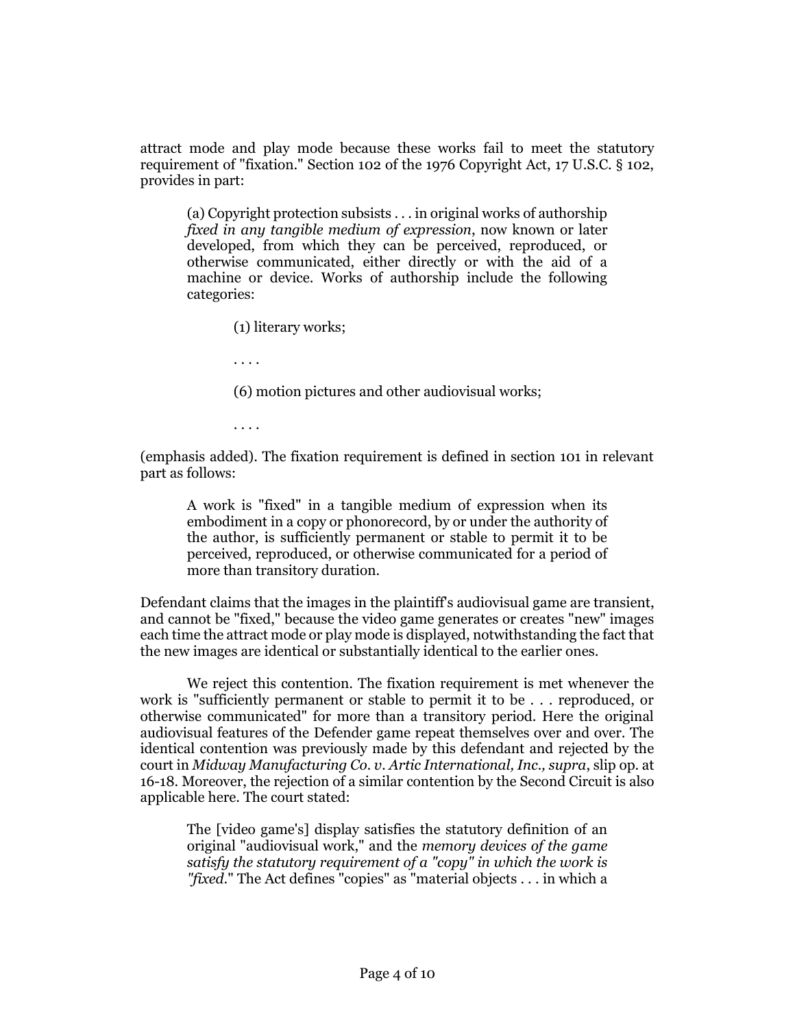attract mode and play mode because these works fail to meet the statutory requirement of "fixation." Section 102 of the 1976 Copyright Act, 17 U.S.C. § 102, provides in part:

> (a) Copyright protection subsists . . . in original works of authorship *fixed in any tangible medium of expression*, now known or later developed, from which they can be perceived, reproduced, or otherwise communicated, either directly or with the aid of a machine or device. Works of authorship include the following categories:
>
> > (1) literary works;
> >
> > . . . .
> >
> > (6) motion pictures and other audiovisual works;
> >
> > . . . .

(emphasis added). The fixation requirement is defined in section 101 in relevant part as follows:

> A work is "fixed" in a tangible medium of expression when its embodiment in a copy or phonorecord, by or under the authority of the author, is sufficiently permanent or stable to permit it to be perceived, reproduced, or otherwise communicated for a period of more than transitory duration.

Defendant claims that the images in the plaintiff's audiovisual game are transient, and cannot be "fixed," because the video game generates or creates "new" images each time the attract mode or play mode is displayed, notwithstanding the fact that the new images are identical or substantially identical to the earlier ones.

We reject this contention. The fixation requirement is met whenever the work is "sufficiently permanent or stable to permit it to be . . . reproduced, or otherwise communicated" for more than a transitory period. Here the original audiovisual features of the Defender game repeat themselves over and over. The identical contention was previously made by this defendant and rejected by the court in *Midway Manufacturing Co. v. Artic International, Inc., supra*, slip op. at 16-18. Moreover, the rejection of a similar contention by the Second Circuit is also applicable here. The court stated:

> The [video game's] display satisfies the statutory definition of an original "audiovisual work," and the *memory devices of the game satisfy the statutory requirement of a "copy" in which the work is "fixed*." The Act defines "copies" as "material objects . . . in which a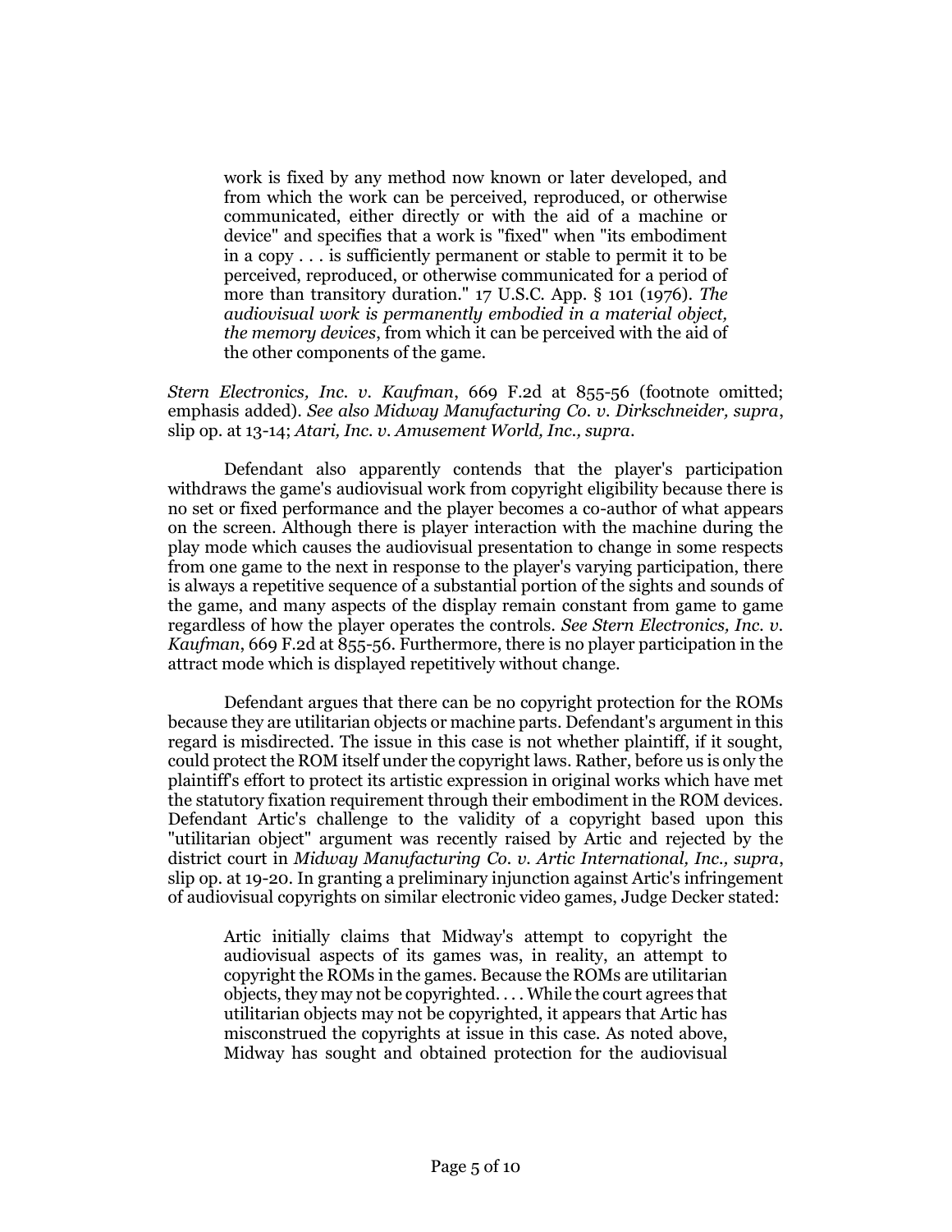> work is fixed by any method now known or later developed, and from which the work can be perceived, reproduced, or otherwise communicated, either directly or with the aid of a machine or device" and specifies that a work is "fixed" when "its embodiment in a copy . . . is sufficiently permanent or stable to permit it to be perceived, reproduced, or otherwise communicated for a period of more than transitory duration." 17 U.S.C. App. § 101 (1976). *The audiovisual work is permanently embodied in a material object, the memory devices*, from which it can be perceived with the aid of the other components of the game.

*Stern Electronics, Inc. v. Kaufman*, 669 F.2d at 855-56 (footnote omitted; emphasis added). *See also Midway Manufacturing Co. v. Dirkschneider, supra*, slip op. at 13-14; *Atari, Inc. v. Amusement World, Inc., supra*.

Defendant also apparently contends that the player's participation withdraws the game's audiovisual work from copyright eligibility because there is no set or fixed performance and the player becomes a co-author of what appears on the screen. Although there is player interaction with the machine during the play mode which causes the audiovisual presentation to change in some respects from one game to the next in response to the player's varying participation, there is always a repetitive sequence of a substantial portion of the sights and sounds of the game, and many aspects of the display remain constant from game to game regardless of how the player operates the controls. *See Stern Electronics, Inc. v. Kaufman*, 669 F.2d at 855-56. Furthermore, there is no player participation in the attract mode which is displayed repetitively without change.

Defendant argues that there can be no copyright protection for the ROMs because they are utilitarian objects or machine parts. Defendant's argument in this regard is misdirected. The issue in this case is not whether plaintiff, if it sought, could protect the ROM itself under the copyright laws. Rather, before us is only the plaintiff's effort to protect its artistic expression in original works which have met the statutory fixation requirement through their embodiment in the ROM devices. Defendant Artic's challenge to the validity of a copyright based upon this "utilitarian object" argument was recently raised by Artic and rejected by the district court in *Midway Manufacturing Co. v. Artic International, Inc., supra*, slip op. at 19-20. In granting a preliminary injunction against Artic's infringement of audiovisual copyrights on similar electronic video games, Judge Decker stated:

> Artic initially claims that Midway's attempt to copyright the audiovisual aspects of its games was, in reality, an attempt to copyright the ROMs in the games. Because the ROMs are utilitarian objects, they may not be copyrighted. . . . While the court agrees that utilitarian objects may not be copyrighted, it appears that Artic has misconstrued the copyrights at issue in this case. As noted above, Midway has sought and obtained protection for the audiovisual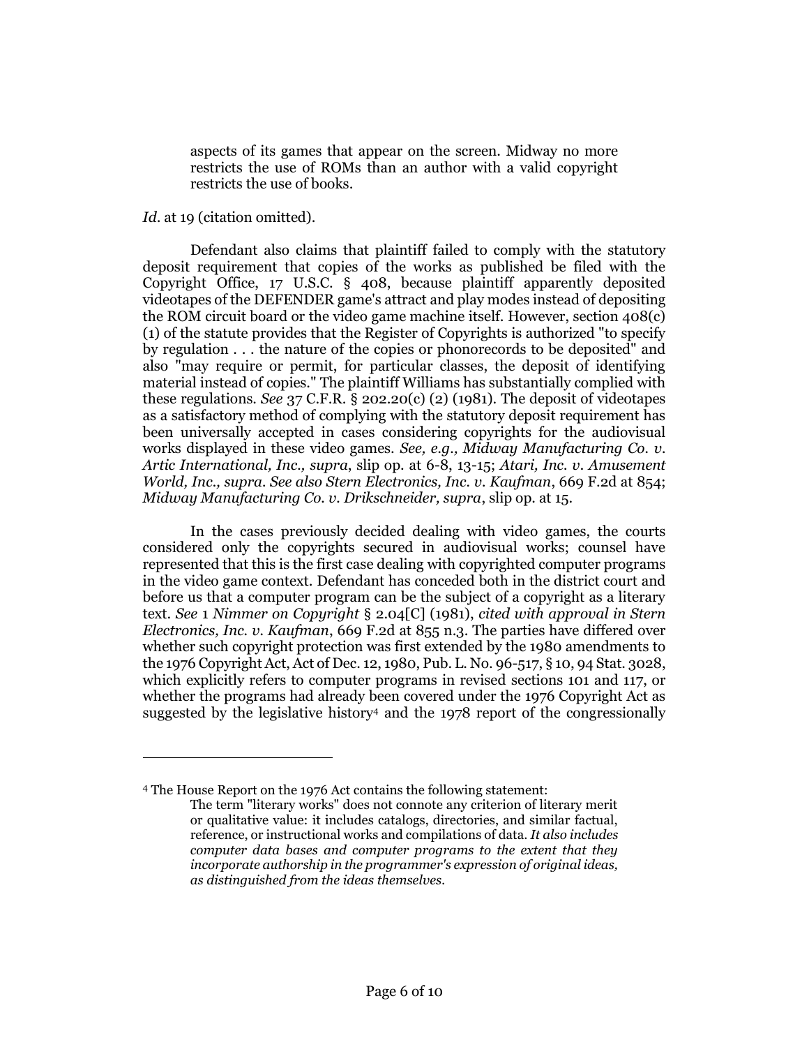> aspects of its games that appear on the screen. Midway no more restricts the use of ROMs than an author with a valid copyright restricts the use of books.

*Id.* at 19 (citation omitted).

Defendant also claims that plaintiff failed to comply with the statutory deposit requirement that copies of the works as published be filed with the Copyright Office, 17 U.S.C. § 408, because plaintiff apparently deposited videotapes of the DEFENDER game's attract and play modes instead of depositing the ROM circuit board or the video game machine itself. However, section 408(c) (1) of the statute provides that the Register of Copyrights is authorized "to specify by regulation . . . the nature of the copies or phonorecords to be deposited" and also "may require or permit, for particular classes, the deposit of identifying material instead of copies." The plaintiff Williams has substantially complied with these regulations. *See* 37 C.F.R. § 202.20(c) (2) (1981). The deposit of videotapes as a satisfactory method of complying with the statutory deposit requirement has been universally accepted in cases considering copyrights for the audiovisual works displayed in these video games. *See, e.g., Midway Manufacturing Co. v. Artic International, Inc., supra*, slip op. at 6-8, 13-15; *Atari, Inc. v. Amusement World, Inc., supra. See also Stern Electronics, Inc. v. Kaufman*, 669 F.2d at 854; *Midway Manufacturing Co. v. Drikschneider, supra*, slip op. at 15.

In the cases previously decided dealing with video games, the courts considered only the copyrights secured in audiovisual works; counsel have represented that this is the first case dealing with copyrighted computer programs in the video game context. Defendant has conceded both in the district court and before us that a computer program can be the subject of a copyright as a literary text. *See* 1 *Nimmer on Copyright* § 2.04[C] (1981), *cited with approval in Stern Electronics, Inc. v. Kaufman*, 669 F.2d at 855 n.3. The parties have differed over whether such copyright protection was first extended by the 1980 amendments to the 1976 Copyright Act, Act of Dec. 12, 1980, Pub. L. No. 96-517, § 10, 94 Stat. 3028, which explicitly refers to computer programs in revised sections 101 and 117, or whether the programs had already been covered under the 1976 Copyright Act as suggested by the legislative history[4] and the 1978 report of the congressionally

---

[4] The House Report on the 1976 Act contains the following statement:

> The term "literary works" does not connote any criterion of literary merit or qualitative value: it includes catalogs, directories, and similar factual, reference, or instructional works and compilations of data. *It also includes computer data bases and computer programs to the extent that they incorporate authorship in the programmer's expression of original ideas, as distinguished from the ideas themselves.*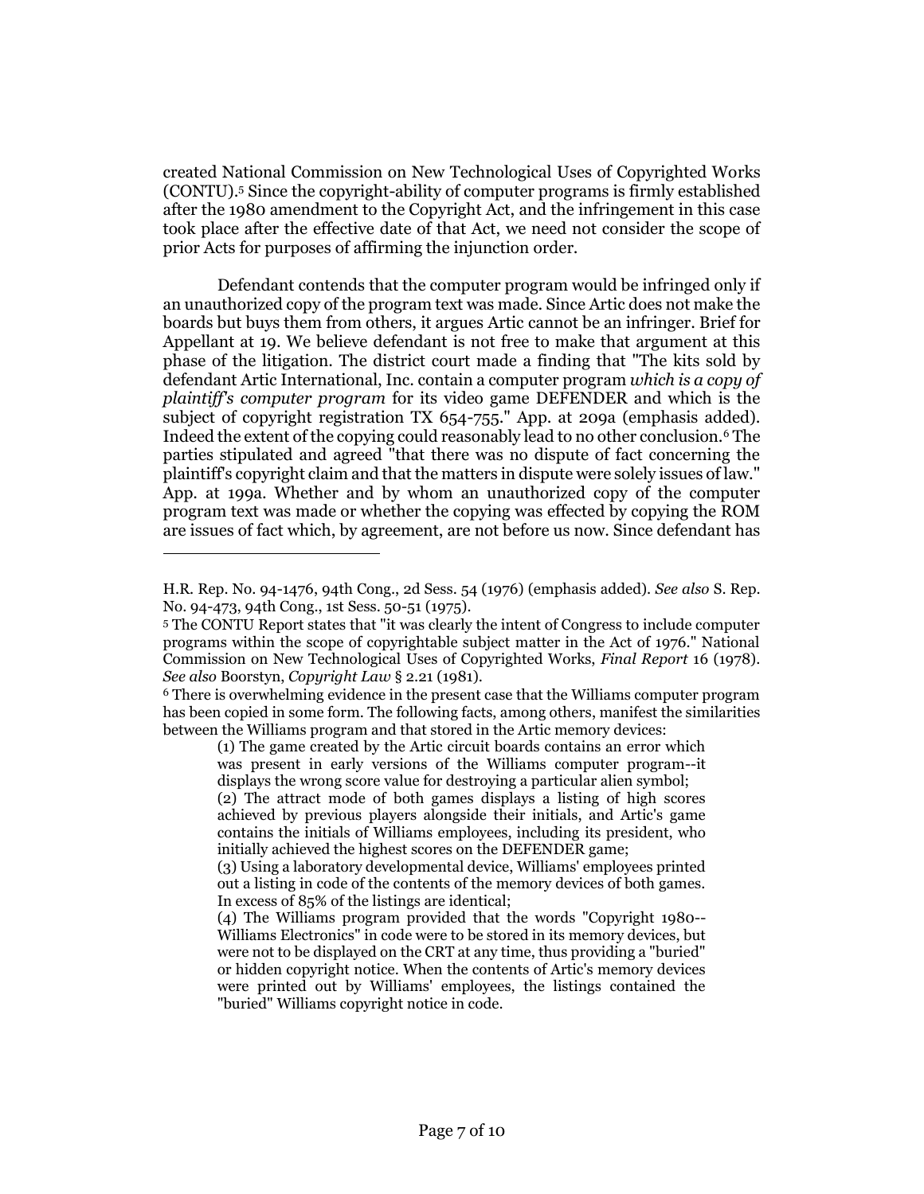created National Commission on New Technological Uses of Copyrighted Works (CONTU).[5] Since the copyright-ability of computer programs is firmly established after the 1980 amendment to the Copyright Act, and the infringement in this case took place after the effective date of that Act, we need not consider the scope of prior Acts for purposes of affirming the injunction order.

Defendant contends that the computer program would be infringed only if an unauthorized copy of the program text was made. Since Artic does not make the boards but buys them from others, it argues Artic cannot be an infringer. Brief for Appellant at 19. We believe defendant is not free to make that argument at this phase of the litigation. The district court made a finding that "The kits sold by defendant Artic International, Inc. contain a computer program *which is a copy of plaintiff's computer program* for its video game DEFENDER and which is the subject of copyright registration TX 654-755." App. at 209a (emphasis added). Indeed the extent of the copying could reasonably lead to no other conclusion.[6] The parties stipulated and agreed "that there was no dispute of fact concerning the plaintiff's copyright claim and that the matters in dispute were solely issues of law." App. at 199a. Whether and by whom an unauthorized copy of the computer program text was made or whether the copying was effected by copying the ROM are issues of fact which, by agreement, are not before us now. Since defendant has

---

H.R. Rep. No. 94-1476, 94th Cong., 2d Sess. 54 (1976) (emphasis added). *See also* S. Rep. No. 94-473, 94th Cong., 1st Sess. 50-51 (1975).

[5] The CONTU Report states that "it was clearly the intent of Congress to include computer programs within the scope of copyrightable subject matter in the Act of 1976." National Commission on New Technological Uses of Copyrighted Works, *Final Report* 16 (1978). *See also* Boorstyn, *Copyright Law* § 2.21 (1981).

[6] There is overwhelming evidence in the present case that the Williams computer program has been copied in some form. The following facts, among others, manifest the similarities between the Williams program and that stored in the Artic memory devices:

> (1) The game created by the Artic circuit boards contains an error which was present in early versions of the Williams computer program--it displays the wrong score value for destroying a particular alien symbol;
>
> (2) The attract mode of both games displays a listing of high scores achieved by previous players alongside their initials, and Artic's game contains the initials of Williams employees, including its president, who initially achieved the highest scores on the DEFENDER game;
>
> (3) Using a laboratory developmental device, Williams' employees printed out a listing in code of the contents of the memory devices of both games. In excess of 85% of the listings are identical;
>
> (4) The Williams program provided that the words "Copyright 1980--Williams Electronics" in code were to be stored in its memory devices, but were not to be displayed on the CRT at any time, thus providing a "buried" or hidden copyright notice. When the contents of Artic's memory devices were printed out by Williams' employees, the listings contained the "buried" Williams copyright notice in code.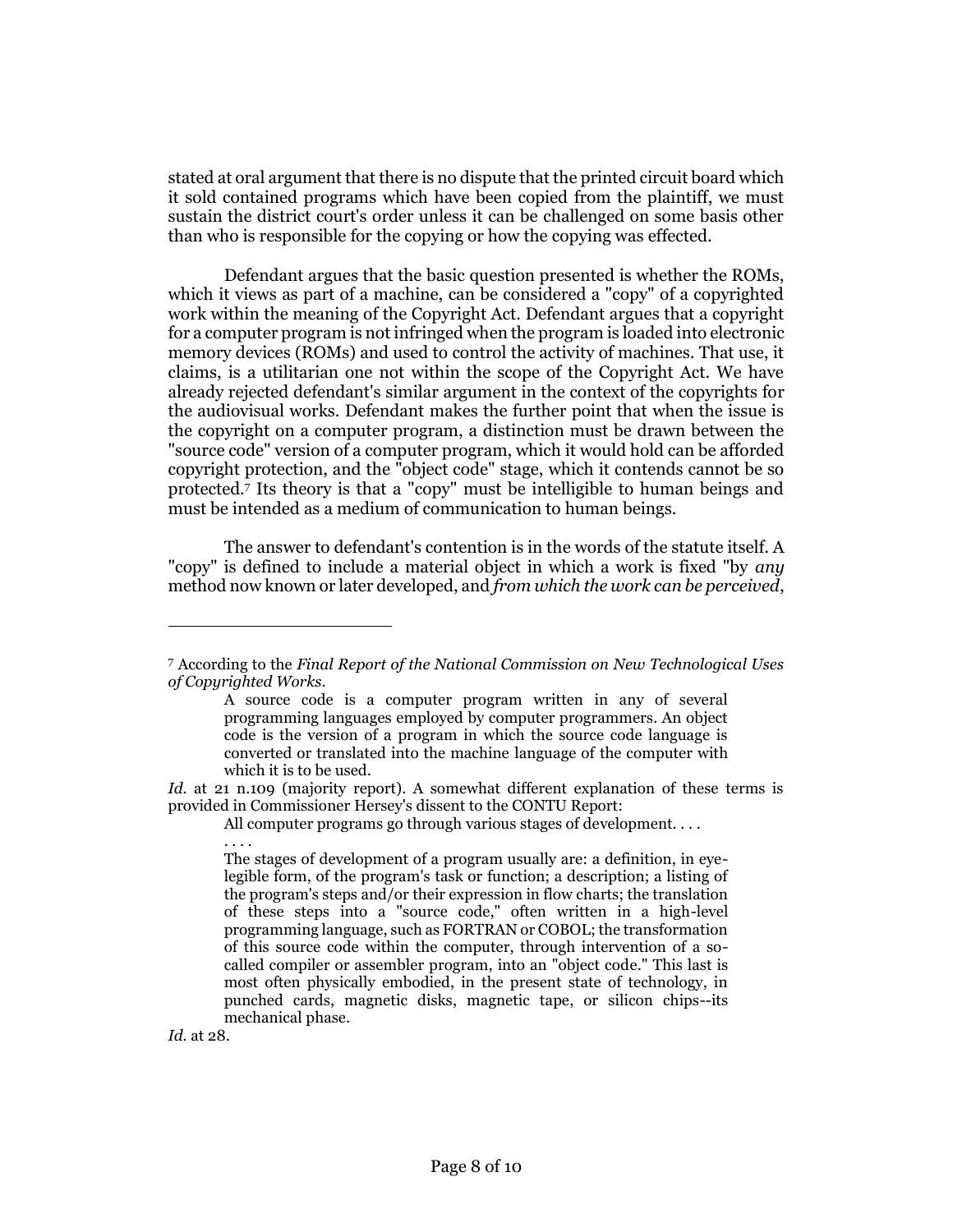stated at oral argument that there is no dispute that the printed circuit board which it sold contained programs which have been copied from the plaintiff, we must sustain the district court's order unless it can be challenged on some basis other than who is responsible for the copying or how the copying was effected.

Defendant argues that the basic question presented is whether the ROMs, which it views as part of a machine, can be considered a "copy" of a copyrighted work within the meaning of the Copyright Act. Defendant argues that a copyright for a computer program is not infringed when the program is loaded into electronic memory devices (ROMs) and used to control the activity of machines. That use, it claims, is a utilitarian one not within the scope of the Copyright Act. We have already rejected defendant's similar argument in the context of the copyrights for the audiovisual works. Defendant makes the further point that when the issue is the copyright on a computer program, a distinction must be drawn between the "source code" version of a computer program, which it would hold can be afforded copyright protection, and the "object code" stage, which it contends cannot be so protected.[7] Its theory is that a "copy" must be intelligible to human beings and must be intended as a medium of communication to human beings.

The answer to defendant's contention is in the words of the statute itself. A "copy" is defined to include a material object in which a work is fixed "by *any* method now known or later developed, and *from which the work can be perceived*,

---

[7] According to the *Final Report of the National Commission on New Technological Uses of Copyrighted Works*.

> A source code is a computer program written in any of several programming languages employed by computer programmers. An object code is the version of a program in which the source code language is converted or translated into the machine language of the computer with which it is to be used.

*Id.* at 21 n.109 (majority report). A somewhat different explanation of these terms is provided in Commissioner Hersey's dissent to the CONTU Report:

> All computer programs go through various stages of development. . . .
>
> . . . .
>
> The stages of development of a program usually are: a definition, in eye-legible form, of the program's task or function; a description; a listing of the program's steps and/or their expression in flow charts; the translation of these steps into a "source code," often written in a high-level programming language, such as FORTRAN or COBOL; the transformation of this source code within the computer, through intervention of a so-called compiler or assembler program, into an "object code." This last is most often physically embodied, in the present state of technology, in punched cards, magnetic disks, magnetic tape, or silicon chips--its mechanical phase.

*Id.* at 28.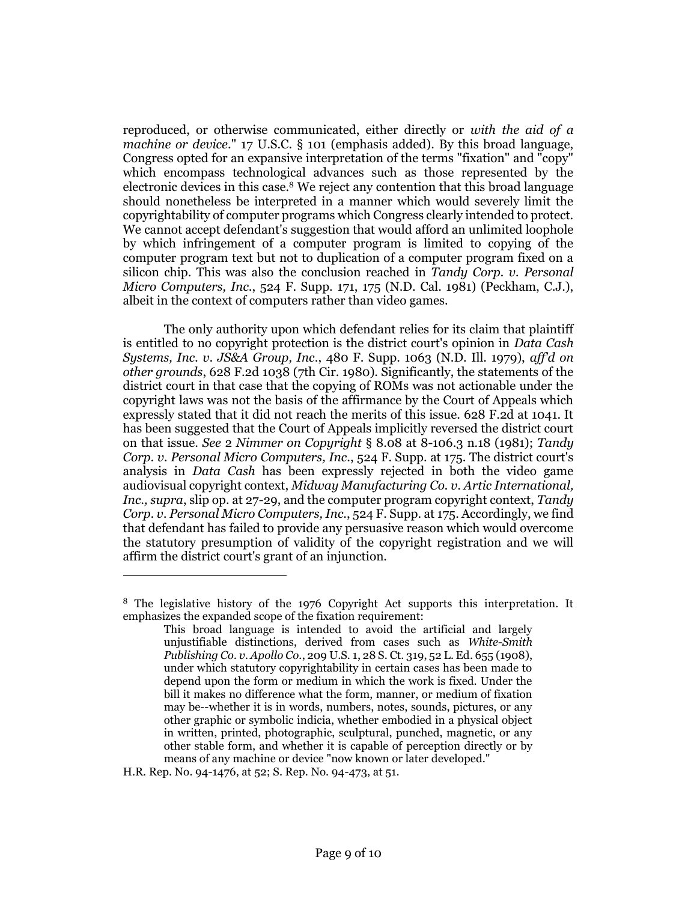reproduced, or otherwise communicated, either directly or *with the aid of a machine or device*." 17 U.S.C. § 101 (emphasis added). By this broad language, Congress opted for an expansive interpretation of the terms "fixation" and "copy" which encompass technological advances such as those represented by the electronic devices in this case.[8] We reject any contention that this broad language should nonetheless be interpreted in a manner which would severely limit the copyrightability of computer programs which Congress clearly intended to protect. We cannot accept defendant's suggestion that would afford an unlimited loophole by which infringement of a computer program is limited to copying of the computer program text but not to duplication of a computer program fixed on a silicon chip. This was also the conclusion reached in *Tandy Corp. v. Personal Micro Computers, Inc.*, 524 F. Supp. 171, 175 (N.D. Cal. 1981) (Peckham, C.J.), albeit in the context of computers rather than video games.

The only authority upon which defendant relies for its claim that plaintiff is entitled to no copyright protection is the district court's opinion in *Data Cash Systems, Inc. v. JS&A Group, Inc.*, 480 F. Supp. 1063 (N.D. Ill. 1979), *aff'd on other grounds*, 628 F.2d 1038 (7th Cir. 1980). Significantly, the statements of the district court in that case that the copying of ROMs was not actionable under the copyright laws was not the basis of the affirmance by the Court of Appeals which expressly stated that it did not reach the merits of this issue. 628 F.2d at 1041. It has been suggested that the Court of Appeals implicitly reversed the district court on that issue. *See* 2 *Nimmer on Copyright* § 8.08 at 8-106.3 n.18 (1981); *Tandy Corp. v. Personal Micro Computers, Inc.*, 524 F. Supp. at 175. The district court's analysis in *Data Cash* has been expressly rejected in both the video game audiovisual copyright context, *Midway Manufacturing Co. v. Artic International, Inc., supra*, slip op. at 27-29, and the computer program copyright context, *Tandy Corp. v. Personal Micro Computers, Inc.*, 524 F. Supp. at 175. Accordingly, we find that defendant has failed to provide any persuasive reason which would overcome the statutory presumption of validity of the copyright registration and we will affirm the district court's grant of an injunction.

---

[8] The legislative history of the 1976 Copyright Act supports this interpretation. It emphasizes the expanded scope of the fixation requirement:

> This broad language is intended to avoid the artificial and largely unjustifiable distinctions, derived from cases such as *White-Smith Publishing Co. v. Apollo Co.*, 209 U.S. 1, 28 S. Ct. 319, 52 L. Ed. 655 (1908), under which statutory copyrightability in certain cases has been made to depend upon the form or medium in which the work is fixed. Under the bill it makes no difference what the form, manner, or medium of fixation may be--whether it is in words, numbers, notes, sounds, pictures, or any other graphic or symbolic indicia, whether embodied in a physical object in written, printed, photographic, sculptural, punched, magnetic, or any other stable form, and whether it is capable of perception directly or by means of any machine or device "now known or later developed."

H.R. Rep. No. 94-1476, at 52; S. Rep. No. 94-473, at 51.